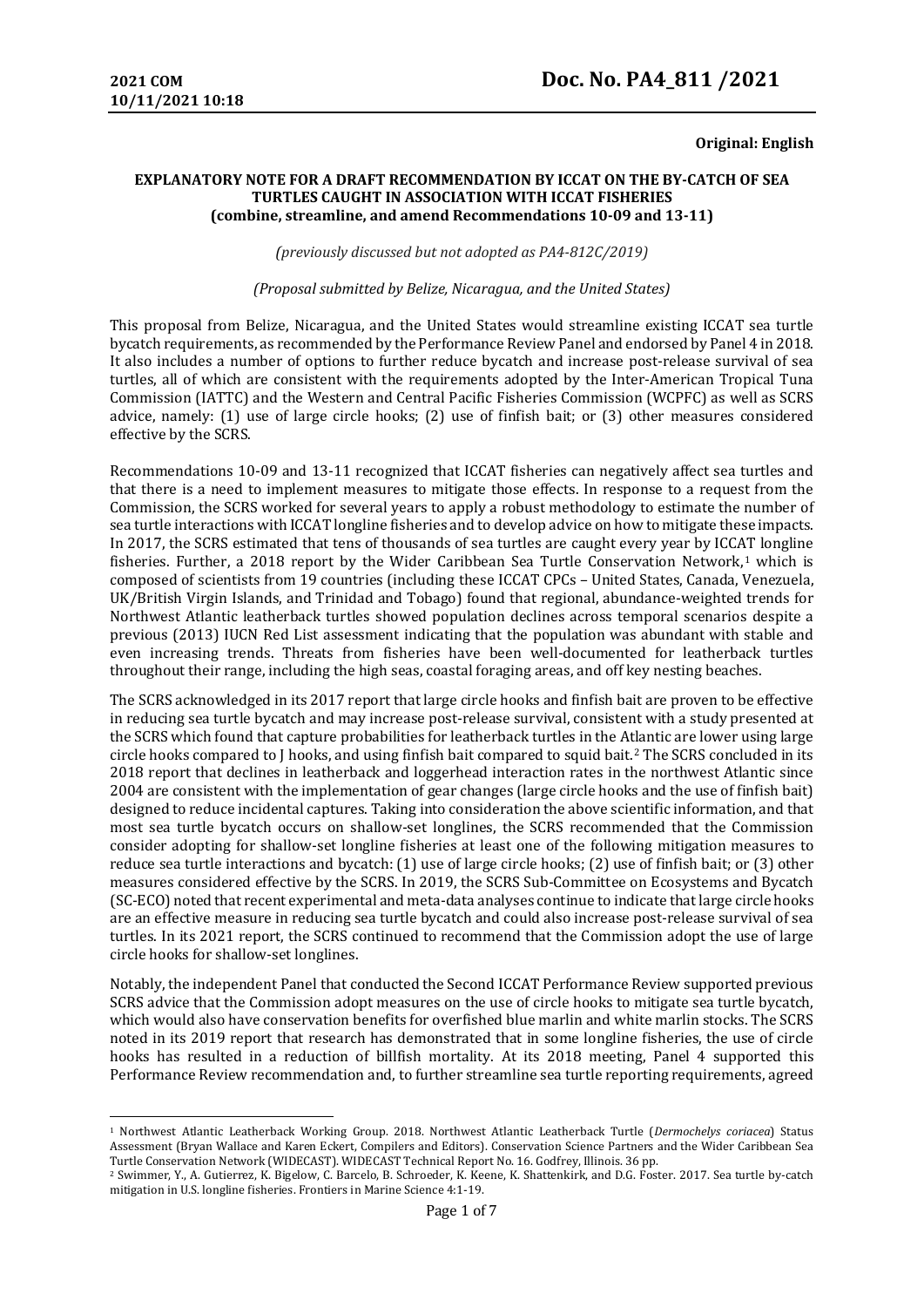**Original: English**

**EXPLANATORY NOTE FOR A DRAFT RECOMMENDATION BY ICCAT ON THE BY-CATCH OF SEA TURTLES CAUGHT IN ASSOCIATION WITH ICCAT FISHERIES (combine, streamline, and amend Recommendations 10-09 and 13-11)**

*(previously discussed but not adopted as PA4-812C/2019)*

*(Proposal submitted by Belize, Nicaragua, and the United States)*

This proposal from Belize, Nicaragua, and the United States would streamline existing ICCAT sea turtle bycatch requirements, as recommended by the Performance Review Panel and endorsed by Panel 4 in 2018. It also includes a number of options to further reduce bycatch and increase post-release survival of sea turtles, all of which are consistent with the requirements adopted by the Inter-American Tropical Tuna Commission (IATTC) and the Western and Central Pacific Fisheries Commission (WCPFC) as well as SCRS advice, namely: (1) use of large circle hooks; (2) use of finfish bait; or (3) other measures considered effective by the SCRS.

Recommendations 10-09 and 13-11 recognized that ICCAT fisheries can negatively affect sea turtles and that there is a need to implement measures to mitigate those effects. In response to a request from the Commission, the SCRS worked for several years to apply a robust methodology to estimate the number of sea turtle interactions with ICCAT longline fisheries and to develop advice on how to mitigate these impacts. In 2017, the SCRS estimated that tens of thousands of sea turtles are caught every year by ICCAT longline fisheries. Further, a 2018 report by the Wider Caribbean Sea Turtle Conservation Network,[1] which is composed of scientists from 19 countries (including these ICCAT CPCs – United States, Canada, Venezuela, UK/British Virgin Islands, and Trinidad and Tobago) found that regional, abundance-weighted trends for Northwest Atlantic leatherback turtles showed population declines across temporal scenarios despite a previous (2013) IUCN Red List assessment indicating that the population was abundant with stable and even increasing trends. Threats from fisheries have been well-documented for leatherback turtles throughout their range, including the high seas, coastal foraging areas, and off key nesting beaches.

The SCRS acknowledged in its 2017 report that large circle hooks and finfish bait are proven to be effective in reducing sea turtle bycatch and may increase post-release survival, consistent with a study presented at the SCRS which found that capture probabilities for leatherback turtles in the Atlantic are lower using large circle hooks compared to J hooks, and using finfish bait compared to squid bait.[2] The SCRS concluded in its 2018 report that declines in leatherback and loggerhead interaction rates in the northwest Atlantic since 2004 are consistent with the implementation of gear changes (large circle hooks and the use of finfish bait) designed to reduce incidental captures. Taking into consideration the above scientific information, and that most sea turtle bycatch occurs on shallow-set longlines, the SCRS recommended that the Commission consider adopting for shallow-set longline fisheries at least one of the following mitigation measures to reduce sea turtle interactions and bycatch: (1) use of large circle hooks; (2) use of finfish bait; or (3) other measures considered effective by the SCRS. In 2019, the SCRS Sub-Committee on Ecosystems and Bycatch (SC-ECO) noted that recent experimental and meta-data analyses continue to indicate that large circle hooks are an effective measure in reducing sea turtle bycatch and could also increase post-release survival of sea turtles. In its 2021 report, the SCRS continued to recommend that the Commission adopt the use of large circle hooks for shallow-set longlines.

Notably, the independent Panel that conducted the Second ICCAT Performance Review supported previous SCRS advice that the Commission adopt measures on the use of circle hooks to mitigate sea turtle bycatch, which would also have conservation benefits for overfished blue marlin and white marlin stocks. The SCRS noted in its 2019 report that research has demonstrated that in some longline fisheries, the use of circle hooks has resulted in a reduction of billfish mortality. At its 2018 meeting, Panel 4 supported this Performance Review recommendation and, to further streamline sea turtle reporting requirements, agreed

---

[1] Northwest Atlantic Leatherback Working Group. 2018. Northwest Atlantic Leatherback Turtle (*Dermochelys coriacea*) Status Assessment (Bryan Wallace and Karen Eckert, Compilers and Editors). Conservation Science Partners and the Wider Caribbean Sea Turtle Conservation Network (WIDECAST). WIDECAST Technical Report No. 16. Godfrey, Illinois. 36 pp.

[2] Swimmer, Y., A. Gutierrez, K. Bigelow, C. Barcelo, B. Schroeder, K. Keene, K. Shattenkirk, and D.G. Foster. 2017. Sea turtle by-catch mitigation in U.S. longline fisheries. Frontiers in Marine Science 4:1-19.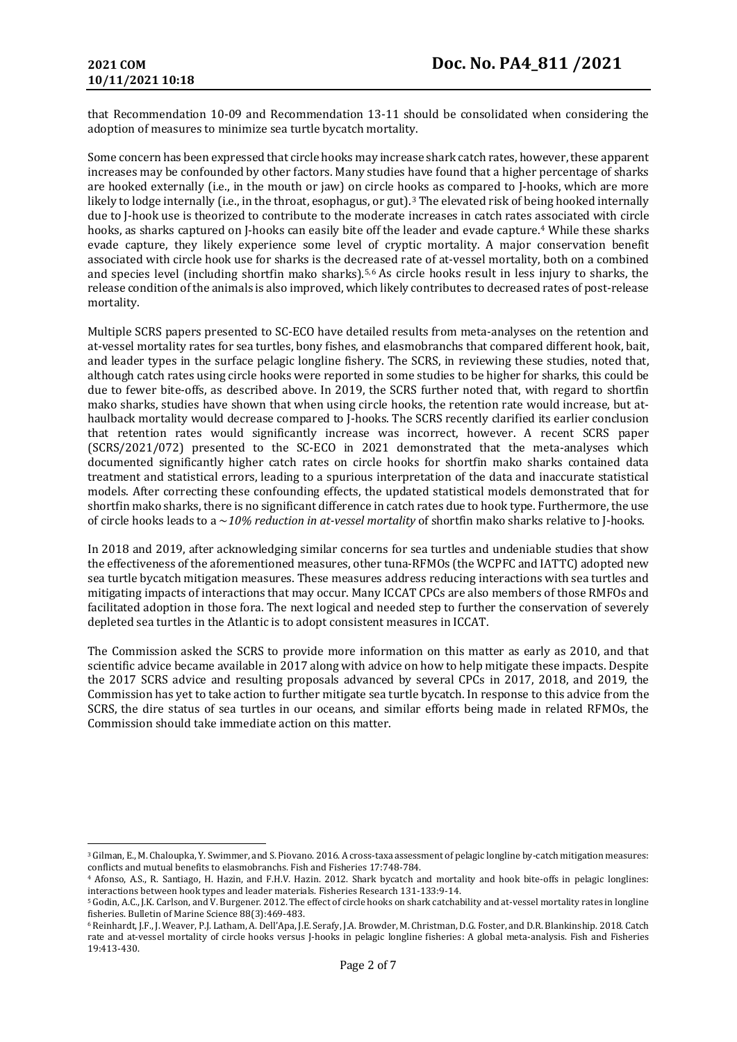that Recommendation 10-09 and Recommendation 13-11 should be consolidated when considering the adoption of measures to minimize sea turtle bycatch mortality.

Some concern has been expressed that circle hooks may increase shark catch rates, however, these apparent increases may be confounded by other factors. Many studies have found that a higher percentage of sharks are hooked externally (i.e., in the mouth or jaw) on circle hooks as compared to J-hooks, which are more likely to lodge internally (i.e., in the throat, esophagus, or gut).[3] The elevated risk of being hooked internally due to J-hook use is theorized to contribute to the moderate increases in catch rates associated with circle hooks, as sharks captured on J-hooks can easily bite off the leader and evade capture.[4] While these sharks evade capture, they likely experience some level of cryptic mortality. A major conservation benefit associated with circle hook use for sharks is the decreased rate of at-vessel mortality, both on a combined and species level (including shortfin mako sharks).[5,6] As circle hooks result in less injury to sharks, the release condition of the animals is also improved, which likely contributes to decreased rates of post-release mortality.

Multiple SCRS papers presented to SC-ECO have detailed results from meta-analyses on the retention and at-vessel mortality rates for sea turtles, bony fishes, and elasmobranchs that compared different hook, bait, and leader types in the surface pelagic longline fishery. The SCRS, in reviewing these studies, noted that, although catch rates using circle hooks were reported in some studies to be higher for sharks, this could be due to fewer bite-offs, as described above. In 2019, the SCRS further noted that, with regard to shortfin mako sharks, studies have shown that when using circle hooks, the retention rate would increase, but at-haulback mortality would decrease compared to J-hooks. The SCRS recently clarified its earlier conclusion that retention rates would significantly increase was incorrect, however. A recent SCRS paper (SCRS/2021/072) presented to the SC-ECO in 2021 demonstrated that the meta-analyses which documented significantly higher catch rates on circle hooks for shortfin mako sharks contained data treatment and statistical errors, leading to a spurious interpretation of the data and inaccurate statistical models. After correcting these confounding effects, the updated statistical models demonstrated that for shortfin mako sharks, there is no significant difference in catch rates due to hook type. Furthermore, the use of circle hooks leads to a *~10% reduction in at-vessel mortality* of shortfin mako sharks relative to J-hooks.

In 2018 and 2019, after acknowledging similar concerns for sea turtles and undeniable studies that show the effectiveness of the aforementioned measures, other tuna-RFMOs (the WCPFC and IATTC) adopted new sea turtle bycatch mitigation measures. These measures address reducing interactions with sea turtles and mitigating impacts of interactions that may occur. Many ICCAT CPCs are also members of those RMFOs and facilitated adoption in those fora. The next logical and needed step to further the conservation of severely depleted sea turtles in the Atlantic is to adopt consistent measures in ICCAT.

The Commission asked the SCRS to provide more information on this matter as early as 2010, and that scientific advice became available in 2017 along with advice on how to help mitigate these impacts. Despite the 2017 SCRS advice and resulting proposals advanced by several CPCs in 2017, 2018, and 2019, the Commission has yet to take action to further mitigate sea turtle bycatch. In response to this advice from the SCRS, the dire status of sea turtles in our oceans, and similar efforts being made in related RFMOs, the Commission should take immediate action on this matter.

---

[3] Gilman, E., M. Chaloupka, Y. Swimmer, and S. Piovano. 2016. A cross-taxa assessment of pelagic longline by-catch mitigation measures: conflicts and mutual benefits to elasmobranchs. Fish and Fisheries 17:748-784.

[4] Afonso, A.S., R. Santiago, H. Hazin, and F.H.V. Hazin. 2012. Shark bycatch and mortality and hook bite-offs in pelagic longlines: interactions between hook types and leader materials. Fisheries Research 131-133:9-14.

[5] Godin, A.C., J.K. Carlson, and V. Burgener. 2012. The effect of circle hooks on shark catchability and at-vessel mortality rates in longline fisheries. Bulletin of Marine Science 88(3):469-483.

[6] Reinhardt, J.F., J. Weaver, P.J. Latham, A. Dell'Apa, J.E. Serafy, J.A. Browder, M. Christman, D.G. Foster, and D.R. Blankinship. 2018. Catch rate and at-vessel mortality of circle hooks versus J-hooks in pelagic longline fisheries: A global meta-analysis. Fish and Fisheries 19:413-430.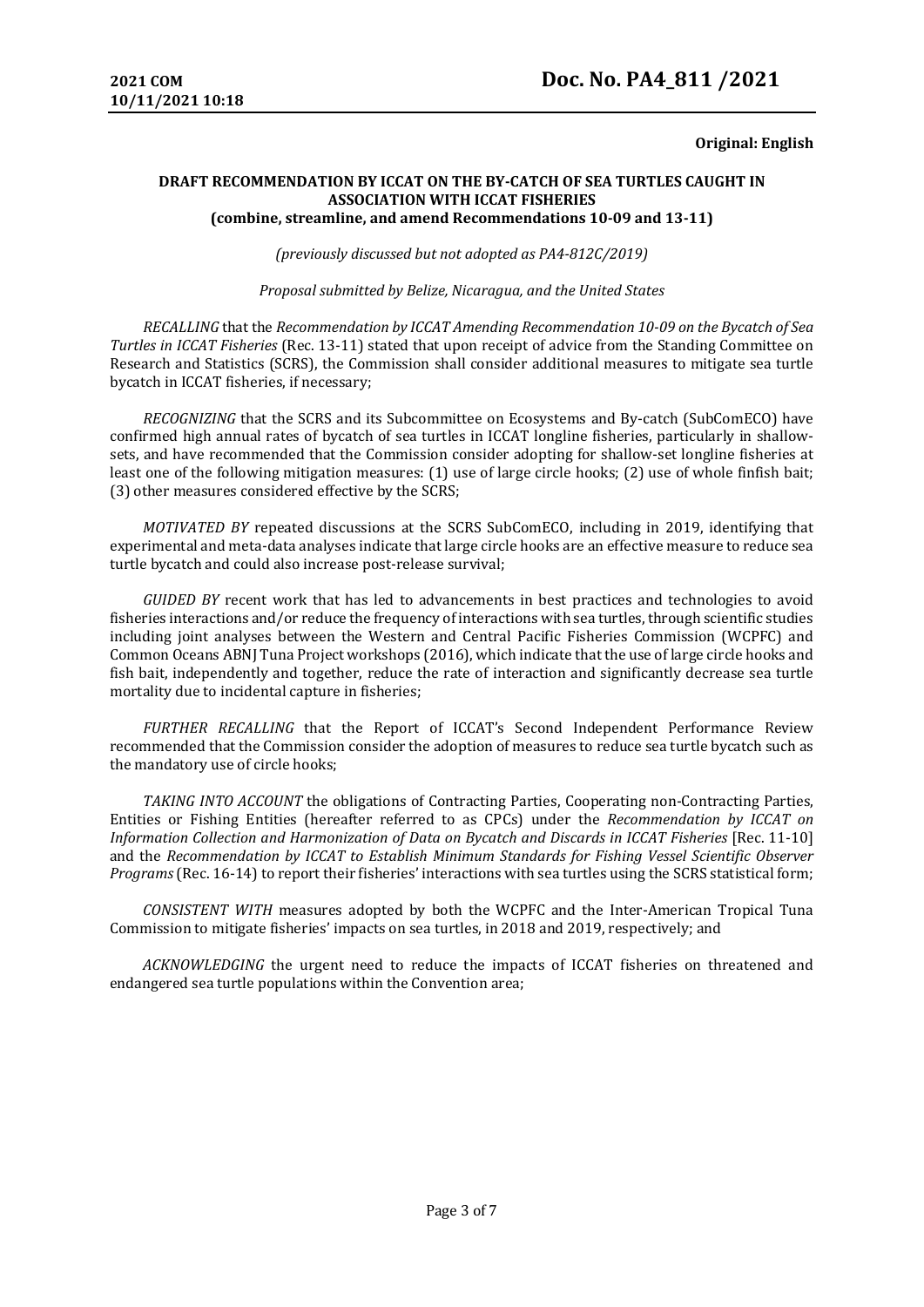**Original: English**

**DRAFT RECOMMENDATION BY ICCAT ON THE BY-CATCH OF SEA TURTLES CAUGHT IN ASSOCIATION WITH ICCAT FISHERIES**
**(combine, streamline, and amend Recommendations 10-09 and 13-11)**

*(previously discussed but not adopted as PA4-812C/2019)*

*Proposal submitted by Belize, Nicaragua, and the United States*

*RECALLING* that the *Recommendation by ICCAT Amending Recommendation 10-09 on the Bycatch of Sea Turtles in ICCAT Fisheries* (Rec. 13-11) stated that upon receipt of advice from the Standing Committee on Research and Statistics (SCRS), the Commission shall consider additional measures to mitigate sea turtle bycatch in ICCAT fisheries, if necessary;

*RECOGNIZING* that the SCRS and its Subcommittee on Ecosystems and By-catch (SubComECO) have confirmed high annual rates of bycatch of sea turtles in ICCAT longline fisheries, particularly in shallow-sets, and have recommended that the Commission consider adopting for shallow-set longline fisheries at least one of the following mitigation measures: (1) use of large circle hooks; (2) use of whole finfish bait; (3) other measures considered effective by the SCRS;

*MOTIVATED BY* repeated discussions at the SCRS SubComECO, including in 2019, identifying that experimental and meta-data analyses indicate that large circle hooks are an effective measure to reduce sea turtle bycatch and could also increase post-release survival;

*GUIDED BY* recent work that has led to advancements in best practices and technologies to avoid fisheries interactions and/or reduce the frequency of interactions with sea turtles, through scientific studies including joint analyses between the Western and Central Pacific Fisheries Commission (WCPFC) and Common Oceans ABNJ Tuna Project workshops (2016), which indicate that the use of large circle hooks and fish bait, independently and together, reduce the rate of interaction and significantly decrease sea turtle mortality due to incidental capture in fisheries;

*FURTHER RECALLING* that the Report of ICCAT's Second Independent Performance Review recommended that the Commission consider the adoption of measures to reduce sea turtle bycatch such as the mandatory use of circle hooks;

*TAKING INTO ACCOUNT* the obligations of Contracting Parties, Cooperating non-Contracting Parties, Entities or Fishing Entities (hereafter referred to as CPCs) under the *Recommendation by ICCAT on Information Collection and Harmonization of Data on Bycatch and Discards in ICCAT Fisheries* [Rec. 11-10] and the *Recommendation by ICCAT to Establish Minimum Standards for Fishing Vessel Scientific Observer Programs* (Rec. 16-14) to report their fisheries' interactions with sea turtles using the SCRS statistical form;

*CONSISTENT WITH* measures adopted by both the WCPFC and the Inter-American Tropical Tuna Commission to mitigate fisheries' impacts on sea turtles, in 2018 and 2019, respectively; and

*ACKNOWLEDGING* the urgent need to reduce the impacts of ICCAT fisheries on threatened and endangered sea turtle populations within the Convention area;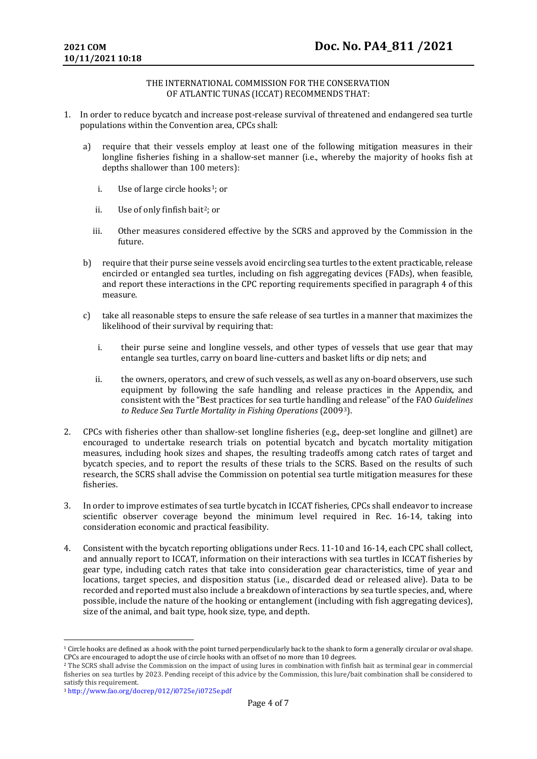THE INTERNATIONAL COMMISSION FOR THE CONSERVATION
OF ATLANTIC TUNAS (ICCAT) RECOMMENDS THAT:

1. In order to reduce bycatch and increase post-release survival of threatened and endangered sea turtle populations within the Convention area, CPCs shall:

   a) require that their vessels employ at least one of the following mitigation measures in their longline fisheries fishing in a shallow-set manner (i.e., whereby the majority of hooks fish at depths shallower than 100 meters):

      i. Use of large circle hooks[1]; or

      ii. Use of only finfish bait[2]; or

      iii. Other measures considered effective by the SCRS and approved by the Commission in the future.

   b) require that their purse seine vessels avoid encircling sea turtles to the extent practicable, release encircled or entangled sea turtles, including on fish aggregating devices (FADs), when feasible, and report these interactions in the CPC reporting requirements specified in paragraph 4 of this measure.

   c) take all reasonable steps to ensure the safe release of sea turtles in a manner that maximizes the likelihood of their survival by requiring that:

      i. their purse seine and longline vessels, and other types of vessels that use gear that may entangle sea turtles, carry on board line-cutters and basket lifts or dip nets; and

      ii. the owners, operators, and crew of such vessels, as well as any on-board observers, use such equipment by following the safe handling and release practices in the Appendix, and consistent with the "Best practices for sea turtle handling and release" of the FAO *Guidelines to Reduce Sea Turtle Mortality in Fishing Operations* (2009[3]).

2. CPCs with fisheries other than shallow-set longline fisheries (e.g., deep-set longline and gillnet) are encouraged to undertake research trials on potential bycatch and bycatch mortality mitigation measures, including hook sizes and shapes, the resulting tradeoffs among catch rates of target and bycatch species, and to report the results of these trials to the SCRS. Based on the results of such research, the SCRS shall advise the Commission on potential sea turtle mitigation measures for these fisheries.

3. In order to improve estimates of sea turtle bycatch in ICCAT fisheries, CPCs shall endeavor to increase scientific observer coverage beyond the minimum level required in Rec. 16-14, taking into consideration economic and practical feasibility.

4. Consistent with the bycatch reporting obligations under Recs. 11-10 and 16-14, each CPC shall collect, and annually report to ICCAT, information on their interactions with sea turtles in ICCAT fisheries by gear type, including catch rates that take into consideration gear characteristics, time of year and locations, target species, and disposition status (i.e., discarded dead or released alive). Data to be recorded and reported must also include a breakdown of interactions by sea turtle species, and, where possible, include the nature of the hooking or entanglement (including with fish aggregating devices), size of the animal, and bait type, hook size, type, and depth.

---

[1] Circle hooks are defined as a hook with the point turned perpendicularly back to the shank to form a generally circular or oval shape. CPCs are encouraged to adopt the use of circle hooks with an offset of no more than 10 degrees.

[2] The SCRS shall advise the Commission on the impact of using lures in combination with finfish bait as terminal gear in commercial fisheries on sea turtles by 2023. Pending receipt of this advice by the Commission, this lure/bait combination shall be considered to satisfy this requirement.

[3] http://www.fao.org/docrep/012/i0725e/i0725e.pdf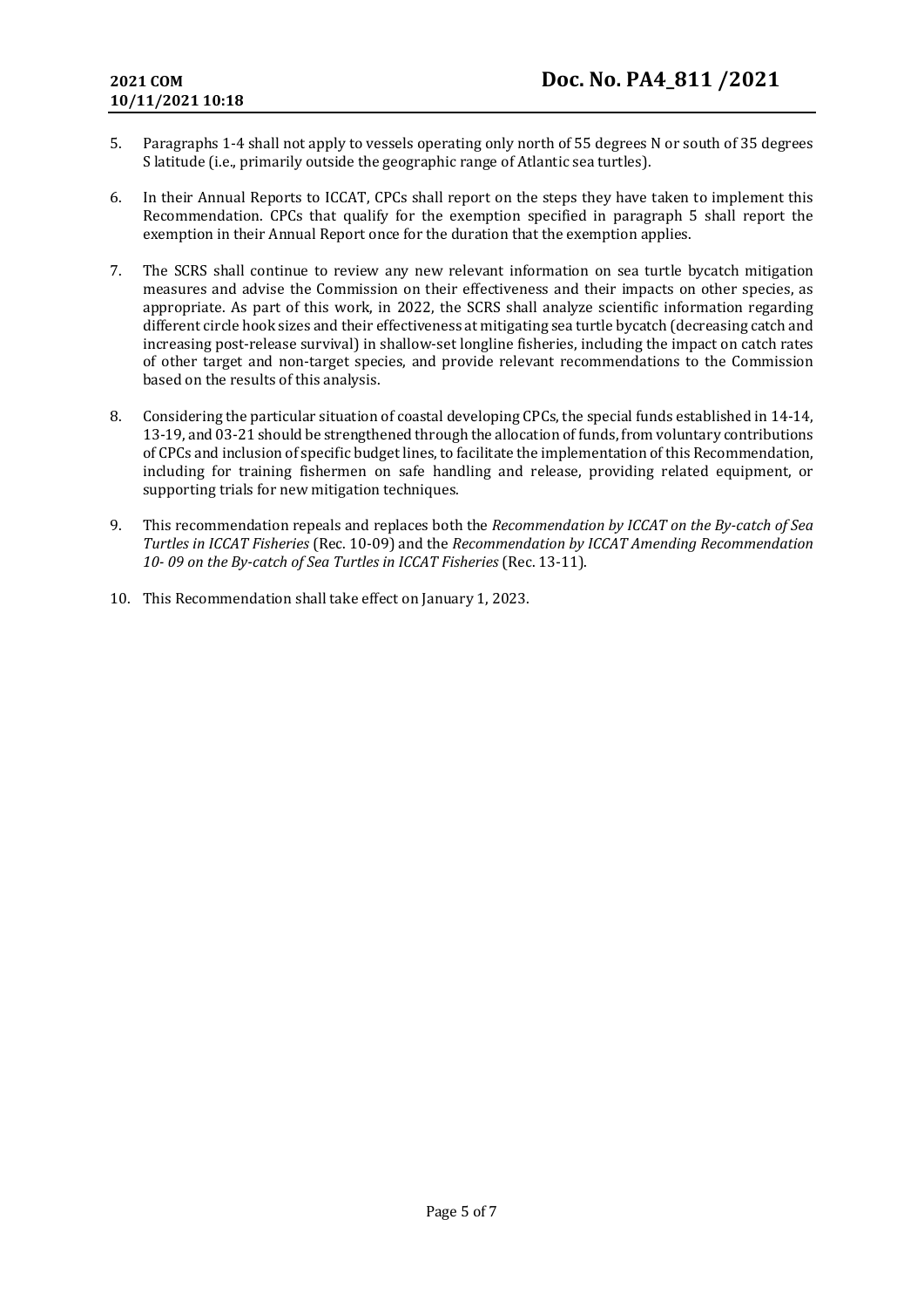5. Paragraphs 1-4 shall not apply to vessels operating only north of 55 degrees N or south of 35 degrees S latitude (i.e., primarily outside the geographic range of Atlantic sea turtles).

6. In their Annual Reports to ICCAT, CPCs shall report on the steps they have taken to implement this Recommendation. CPCs that qualify for the exemption specified in paragraph 5 shall report the exemption in their Annual Report once for the duration that the exemption applies.

7. The SCRS shall continue to review any new relevant information on sea turtle bycatch mitigation measures and advise the Commission on their effectiveness and their impacts on other species, as appropriate. As part of this work, in 2022, the SCRS shall analyze scientific information regarding different circle hook sizes and their effectiveness at mitigating sea turtle bycatch (decreasing catch and increasing post-release survival) in shallow-set longline fisheries, including the impact on catch rates of other target and non-target species, and provide relevant recommendations to the Commission based on the results of this analysis.

8. Considering the particular situation of coastal developing CPCs, the special funds established in 14-14, 13-19, and 03-21 should be strengthened through the allocation of funds, from voluntary contributions of CPCs and inclusion of specific budget lines, to facilitate the implementation of this Recommendation, including for training fishermen on safe handling and release, providing related equipment, or supporting trials for new mitigation techniques.

9. This recommendation repeals and replaces both the *Recommendation by ICCAT on the By-catch of Sea Turtles in ICCAT Fisheries* (Rec. 10-09) and the *Recommendation by ICCAT Amending Recommendation 10- 09 on the By-catch of Sea Turtles in ICCAT Fisheries* (Rec. 13-11).

10. This Recommendation shall take effect on January 1, 2023.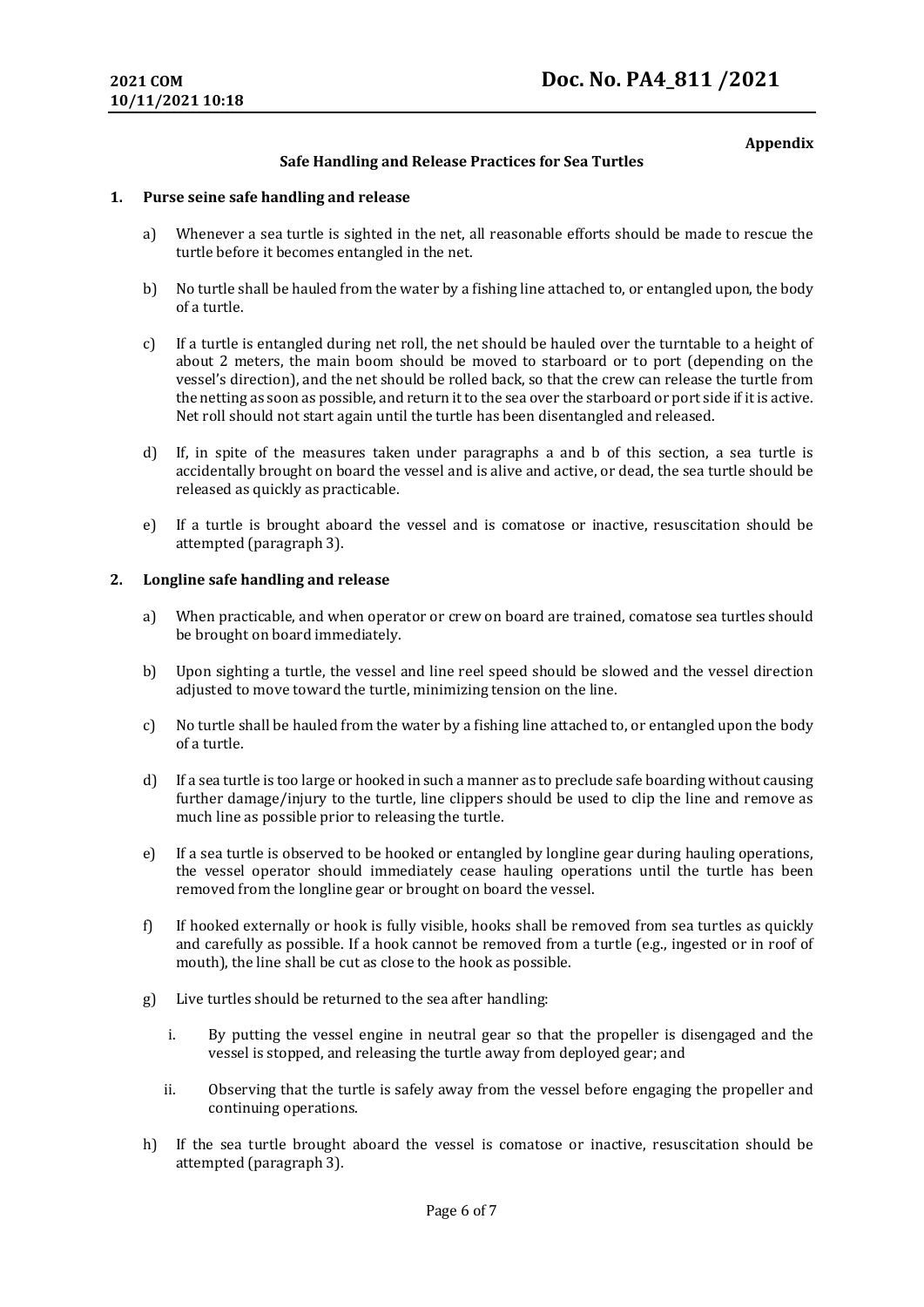**Appendix**

**Safe Handling and Release Practices for Sea Turtles**

**1. Purse seine safe handling and release**

a) Whenever a sea turtle is sighted in the net, all reasonable efforts should be made to rescue the turtle before it becomes entangled in the net.

b) No turtle shall be hauled from the water by a fishing line attached to, or entangled upon, the body of a turtle.

c) If a turtle is entangled during net roll, the net should be hauled over the turntable to a height of about 2 meters, the main boom should be moved to starboard or to port (depending on the vessel's direction), and the net should be rolled back, so that the crew can release the turtle from the netting as soon as possible, and return it to the sea over the starboard or port side if it is active. Net roll should not start again until the turtle has been disentangled and released.

d) If, in spite of the measures taken under paragraphs a and b of this section, a sea turtle is accidentally brought on board the vessel and is alive and active, or dead, the sea turtle should be released as quickly as practicable.

e) If a turtle is brought aboard the vessel and is comatose or inactive, resuscitation should be attempted (paragraph 3).

**2. Longline safe handling and release**

a) When practicable, and when operator or crew on board are trained, comatose sea turtles should be brought on board immediately.

b) Upon sighting a turtle, the vessel and line reel speed should be slowed and the vessel direction adjusted to move toward the turtle, minimizing tension on the line.

c) No turtle shall be hauled from the water by a fishing line attached to, or entangled upon the body of a turtle.

d) If a sea turtle is too large or hooked in such a manner as to preclude safe boarding without causing further damage/injury to the turtle, line clippers should be used to clip the line and remove as much line as possible prior to releasing the turtle.

e) If a sea turtle is observed to be hooked or entangled by longline gear during hauling operations, the vessel operator should immediately cease hauling operations until the turtle has been removed from the longline gear or brought on board the vessel.

f) If hooked externally or hook is fully visible, hooks shall be removed from sea turtles as quickly and carefully as possible. If a hook cannot be removed from a turtle (e.g., ingested or in roof of mouth), the line shall be cut as close to the hook as possible.

g) Live turtles should be returned to the sea after handling:

   i. By putting the vessel engine in neutral gear so that the propeller is disengaged and the vessel is stopped, and releasing the turtle away from deployed gear; and

   ii. Observing that the turtle is safely away from the vessel before engaging the propeller and continuing operations.

h) If the sea turtle brought aboard the vessel is comatose or inactive, resuscitation should be attempted (paragraph 3).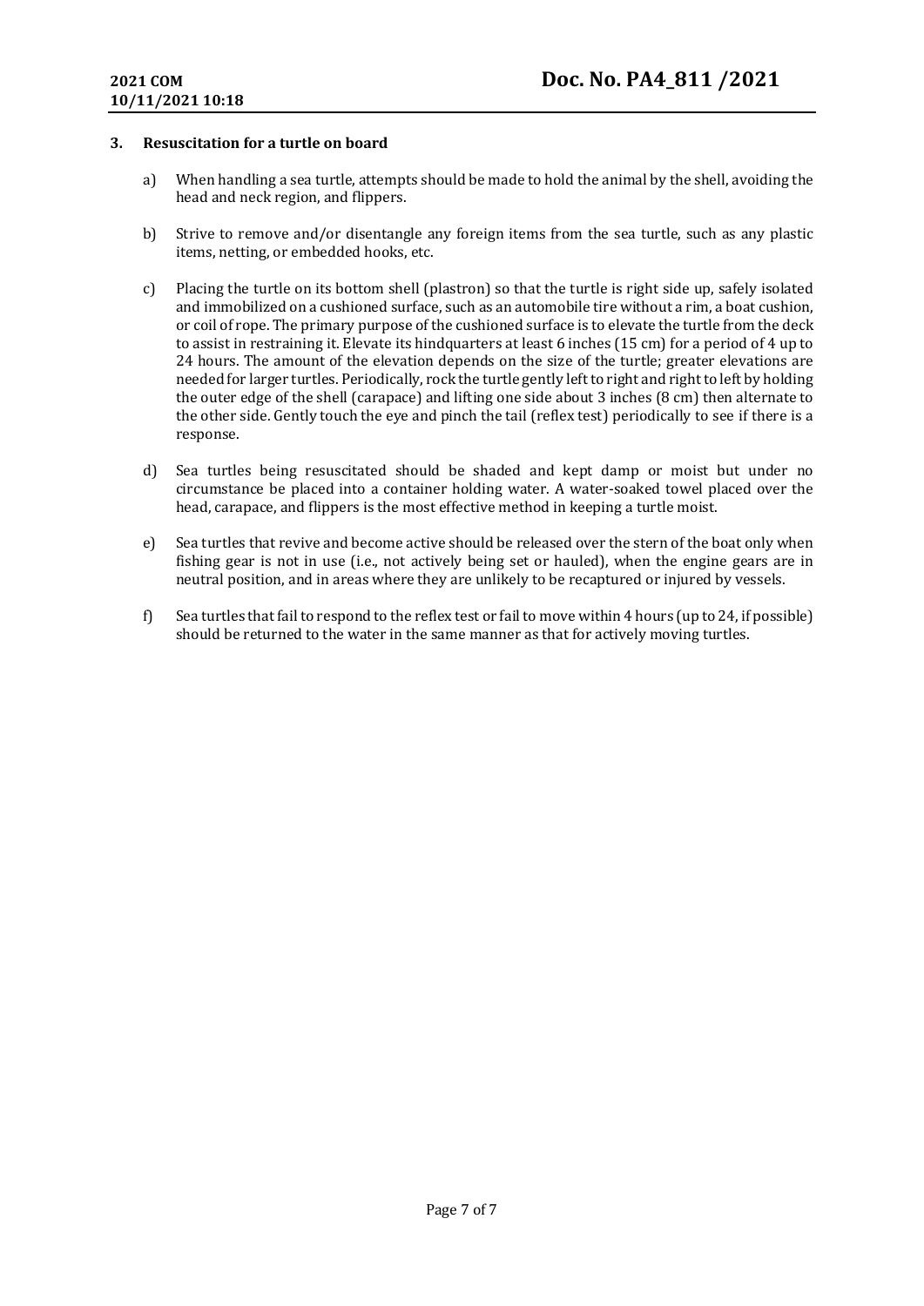### 3. Resuscitation for a turtle on board

a) When handling a sea turtle, attempts should be made to hold the animal by the shell, avoiding the head and neck region, and flippers.

b) Strive to remove and/or disentangle any foreign items from the sea turtle, such as any plastic items, netting, or embedded hooks, etc.

c) Placing the turtle on its bottom shell (plastron) so that the turtle is right side up, safely isolated and immobilized on a cushioned surface, such as an automobile tire without a rim, a boat cushion, or coil of rope. The primary purpose of the cushioned surface is to elevate the turtle from the deck to assist in restraining it. Elevate its hindquarters at least 6 inches (15 cm) for a period of 4 up to 24 hours. The amount of the elevation depends on the size of the turtle; greater elevations are needed for larger turtles. Periodically, rock the turtle gently left to right and right to left by holding the outer edge of the shell (carapace) and lifting one side about 3 inches (8 cm) then alternate to the other side. Gently touch the eye and pinch the tail (reflex test) periodically to see if there is a response.

d) Sea turtles being resuscitated should be shaded and kept damp or moist but under no circumstance be placed into a container holding water. A water-soaked towel placed over the head, carapace, and flippers is the most effective method in keeping a turtle moist.

e) Sea turtles that revive and become active should be released over the stern of the boat only when fishing gear is not in use (i.e., not actively being set or hauled), when the engine gears are in neutral position, and in areas where they are unlikely to be recaptured or injured by vessels.

f) Sea turtles that fail to respond to the reflex test or fail to move within 4 hours (up to 24, if possible) should be returned to the water in the same manner as that for actively moving turtles.